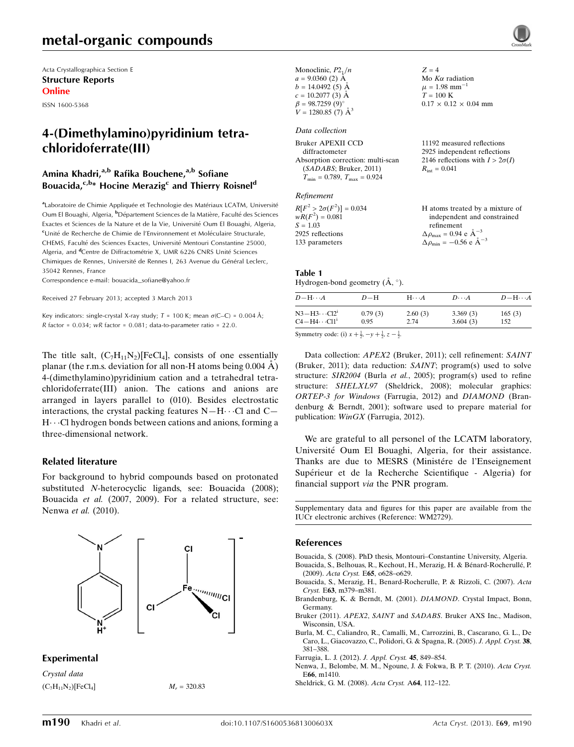# metal-organic compounds

Acta Crystallographica Section E
**Structure Reports Online**
ISSN 1600-5368

## 4-(Dimethylamino)pyridinium tetrachloridoferrate(III)

**Amina Khadri,[a,b] Rafika Bouchene,[a,b] Sofiane Bouacida,[c,b]* Hocine Merazig[c] and Thierry Roisnel[d]**

[a]Laboratoire de Chimie Appliquée et Technologie des Matériaux LCATM, Université Oum El Bouaghi, Algeria, [b]Département Sciences de la Matière, Faculté des Sciences Exactes et Sciences de la Nature et de la Vie, Université Oum El Bouaghi, Algeria, [c]Unité de Recherche de Chimie de l'Environnement et Moléculaire Structurale, CHEMS, Faculté des Sciences Exactes, Université Mentouri Constantine 25000, Algeria, and [d]Centre de Diffractométrie X, UMR 6226 CNRS Unité Sciences Chimiques de Rennes, Université de Rennes I, 263 Avenue du Général Leclerc, 35042 Rennes, France
Correspondence e-mail: bouacida_sofiane@yahoo.fr

Received 27 February 2013; accepted 3 March 2013

Key indicators: single-crystal X-ray study; $T$ = 100 K; mean $\sigma$(C–C) = 0.004 Å; $R$ factor = 0.034; $wR$ factor = 0.081; data-to-parameter ratio = 22.0.

The title salt, $(C_7H_{11}N_2)[FeCl_4]$, consists of one essentially planar (the r.m.s. deviation for all non-H atoms being 0.004 Å) 4-(dimethylamino)pyridinium cation and a tetrahedral tetrachloridoferrate(III) anion. The cations and anions are arranged in layers parallel to (010). Besides electrostatic interactions, the crystal packing features N—H⋯Cl and C—H⋯Cl hydrogen bonds between cations and anions, forming a three-dimensional network.

### Related literature

For background to hybrid compounds based on protonated substituted *N*-heterocyclic ligands, see: Bouacida (2008); Bouacida *et al.* (2007, 2009). For a related structure, see: Nenwa *et al.* (2010).

### Experimental

*Crystal data*

$(C_7H_{11}N_2)[FeCl_4]$
$M_r$ = 320.83
Monoclinic, $P2_1/n$
$a$ = 9.0360 (2) Å
$b$ = 14.0492 (5) Å
$c$ = 10.2077 (3) Å
$\beta$ = 98.7259 (9)°
$V$ = 1280.85 (7) Å$^3$
$Z$ = 4
Mo $K\alpha$ radiation
$\mu$ = 1.98 mm$^{-1}$
$T$ = 100 K
0.17 × 0.12 × 0.04 mm

*Data collection*

Bruker APEXII CCD diffractometer
Absorption correction: multi-scan (*SADABS*; Bruker, 2011)
$T_{min}$ = 0.789, $T_{max}$ = 0.924
11192 measured reflections
2925 independent reflections
2146 reflections with $I > 2\sigma(I)$
$R_{int}$ = 0.041

*Refinement*

$R[F^2 > 2\sigma(F^2)]$ = 0.034
$wR(F^2)$ = 0.081
$S$ = 1.03
2925 reflections
133 parameters
H atoms treated by a mixture of independent and constrained refinement
$\Delta\rho_{max}$ = 0.94 e Å$^{-3}$
$\Delta\rho_{min}$ = −0.56 e Å$^{-3}$

**Table 1**
Hydrogen-bond geometry (Å, °).

| $D$—H⋯$A$ | $D$—H | H⋯$A$ | $D$⋯$A$ | $D$—H⋯$A$ |
|---|---|---|---|---|
| N3—H3⋯Cl2[i] | 0.79 (3) | 2.60 (3) | 3.369 (3) | 165 (3) |
| C4—H4⋯Cl1[i] | 0.95 | 2.74 | 3.604 (3) | 152 |

Symmetry code: (i) $x + \frac{1}{2}, -y + \frac{1}{2}, z - \frac{1}{2}$.

Data collection: *APEX2* (Bruker, 2011); cell refinement: *SAINT* (Bruker, 2011); data reduction: *SAINT*; program(s) used to solve structure: *SIR2004* (Burla *et al.*, 2005); program(s) used to refine structure: *SHELXL97* (Sheldrick, 2008); molecular graphics: *ORTEP-3 for Windows* (Farrugia, 2012) and *DIAMOND* (Brandenburg & Berndt, 2001); software used to prepare material for publication: *WinGX* (Farrugia, 2012).

We are grateful to all personel of the LCATM laboratory, Université Oum El Bouaghi, Algeria, for their assistance. Thanks are due to MESRS (Ministére de l'Enseignement Supérieur et de la Recherche Scientifique - Algeria) for financial support *via* the PNR program.

Supplementary data and figures for this paper are available from the IUCr electronic archives (Reference: WM2729).

### References

Bouacida, S. (2008). PhD thesis, Montouri–Constantine University, Algeria.
Bouacida, S., Belhouas, R., Kechout, H., Merazig, H. & Bénard-Rocherullé, P. (2009). *Acta Cryst.* E**65**, o628–o629.
Bouacida, S., Merazig, H., Benard-Rocherulle, P. & Rizzoli, C. (2007). *Acta Cryst.* E**63**, m379–m381.
Brandenburg, K. & Berndt, M. (2001). *DIAMOND*. Crystal Impact, Bonn, Germany.
Bruker (2011). *APEX2*, *SAINT* and *SADABS*. Bruker AXS Inc., Madison, Wisconsin, USA.
Burla, M. C., Caliandro, R., Camalli, M., Carrozzini, B., Cascarano, G. L., De Caro, L., Giacovazzo, C., Polidori, G. & Spagna, R. (2005). *J. Appl. Cryst.* **38**, 381–388.
Farrugia, L. J. (2012). *J. Appl. Cryst.* **45**, 849–854.
Nenwa, J., Belombe, M. M., Ngoune, J. & Fokwa, B. P. T. (2010). *Acta Cryst.* E**66**, m1410.
Sheldrick, G. M. (2008). *Acta Cryst.* A**64**, 112–122.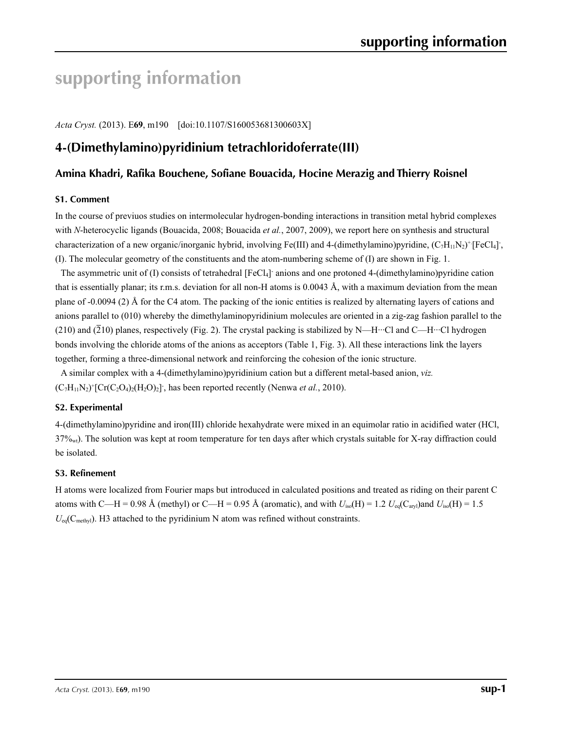# supporting information

*Acta Cryst.* (2013). E**69**, m190 [doi:10.1107/S160053681300603X]

## 4-(Dimethylamino)pyridinium tetrachloridoferrate(III)

### Amina Khadri, Rafika Bouchene, Sofiane Bouacida, Hocine Merazig and Thierry Roisnel

### S1. Comment

In the course of previuos studies on intermolecular hydrogen-bonding interactions in transition metal hybrid complexes with *N*-heterocyclic ligands (Bouacida, 2008; Bouacida *et al.*, 2007, 2009), we report here on synthesis and structural characterization of a new organic/inorganic hybrid, involving Fe(III) and 4-(dimethylamino)pyridine, $(C_7H_{11}N_2)^+ [FeCl_4]^-$, (I). The molecular geometry of the constituents and the atom-numbering scheme of (I) are shown in Fig. 1.

The asymmetric unit of (I) consists of tetrahedral $[FeCl_4]^-$ anions and one protoned 4-(dimethylamino)pyridine cation that is essentially planar; its r.m.s. deviation for all non-H atoms is 0.0043 Å, with a maximum deviation from the mean plane of -0.0094 (2) Å for the C4 atom. The packing of the ionic entities is realized by alternating layers of cations and anions parallel to (010) whereby the dimethylaminopyridinium molecules are oriented in a zig-zag fashion parallel to the (210) and ($\overline{2}$10) planes, respectively (Fig. 2). The crystal packing is stabilized by N—H···Cl and C—H···Cl hydrogen bonds involving the chloride atoms of the anions as acceptors (Table 1, Fig. 3). All these interactions link the layers together, forming a three-dimensional network and reinforcing the cohesion of the ionic structure.

A similar complex with a 4-(dimethylamino)pyridinium cation but a different metal-based anion, *viz.* $(C_7H_{11}N_2)^+[Cr(C_2O_4)_2(H_2O)_2]^-$, has been reported recently (Nenwa *et al.*, 2010).

### S2. Experimental

4-(dimethylamino)pyridine and iron(III) chloride hexahydrate were mixed in an equimolar ratio in acidified water (HCl, 37%$_{wt}$). The solution was kept at room temperature for ten days after which crystals suitable for X-ray diffraction could be isolated.

### S3. Refinement

H atoms were localized from Fourier maps but introduced in calculated positions and treated as riding on their parent C atoms with C—H = 0.98 Å (methyl) or C—H = 0.95 Å (aromatic), and with $U_{iso}$(H) = 1.2 $U_{eq}$(C$_{aryl}$)and $U_{iso}$(H) = 1.5 $U_{eq}$(C$_{methyl}$). H3 attached to the pyridinium N atom was refined without constraints.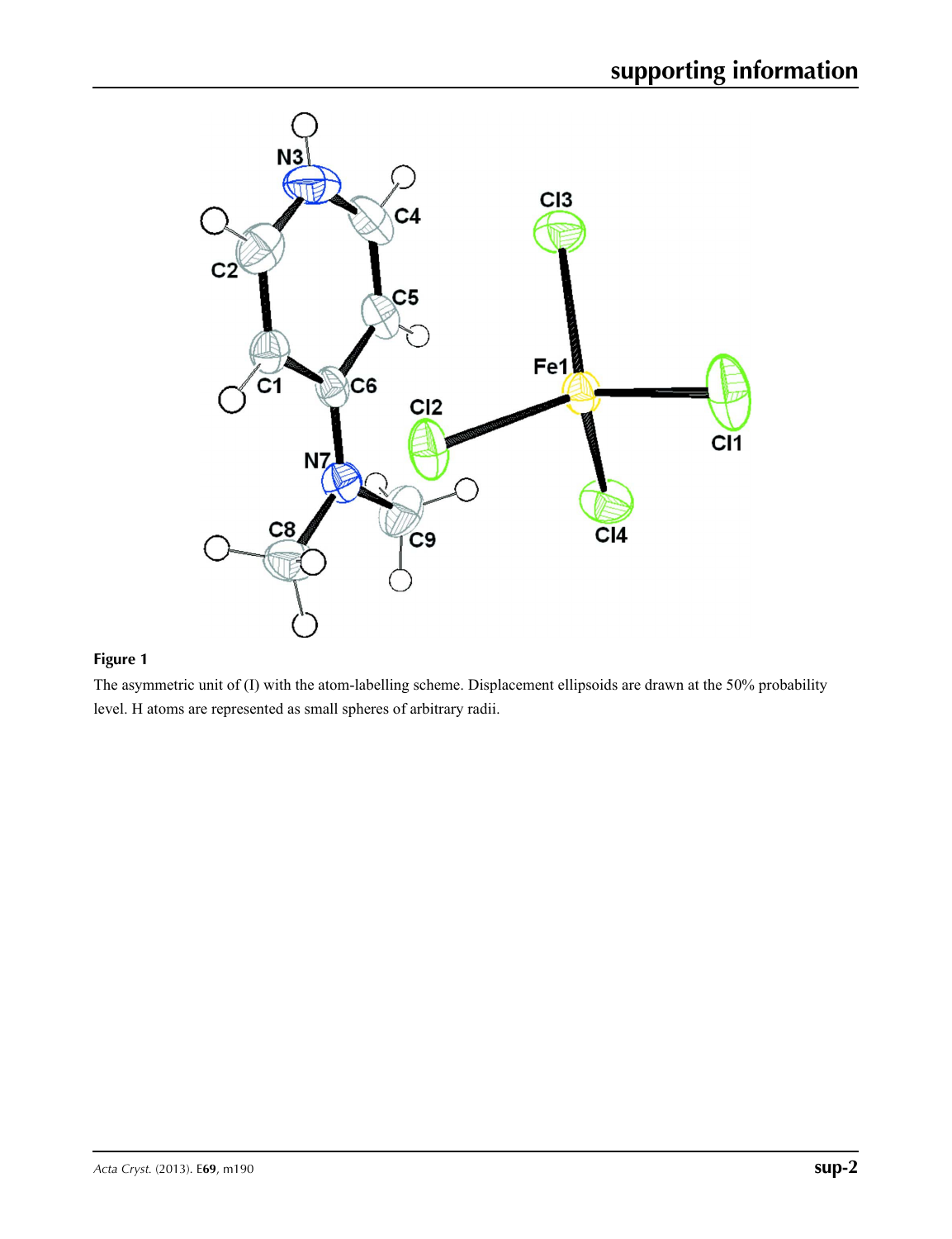**Figure 1**

The asymmetric unit of (I) with the atom-labelling scheme. Displacement ellipsoids are drawn at the 50% probability level. H atoms are represented as small spheres of arbitrary radii.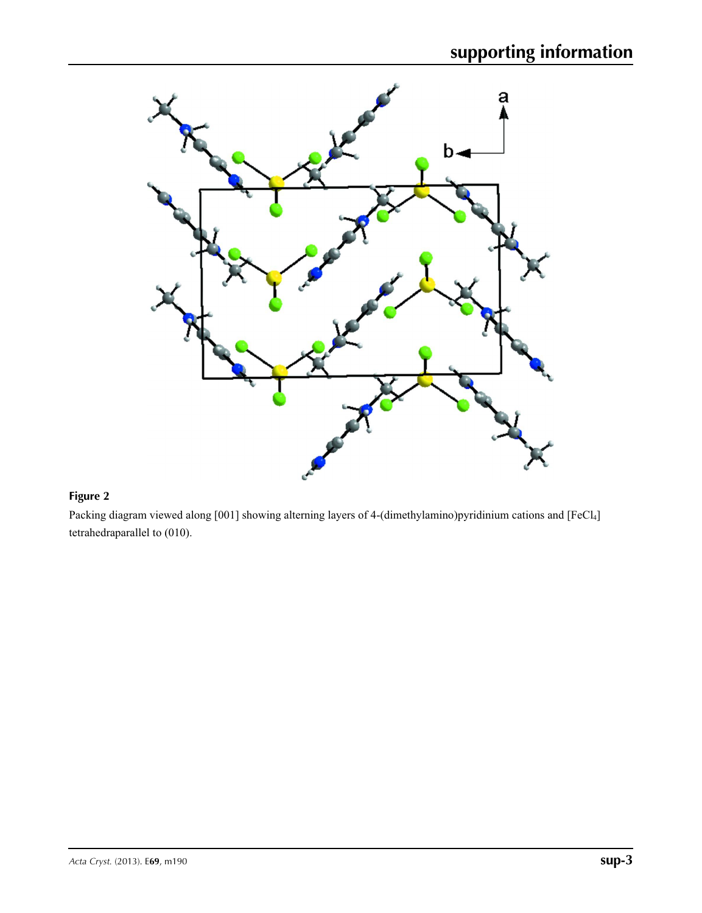**Figure 2**

Packing diagram viewed along [001] showing alterning layers of 4-(dimethylamino)pyridinium cations and $[FeCl_4]$ tetrahedraparallel to (010).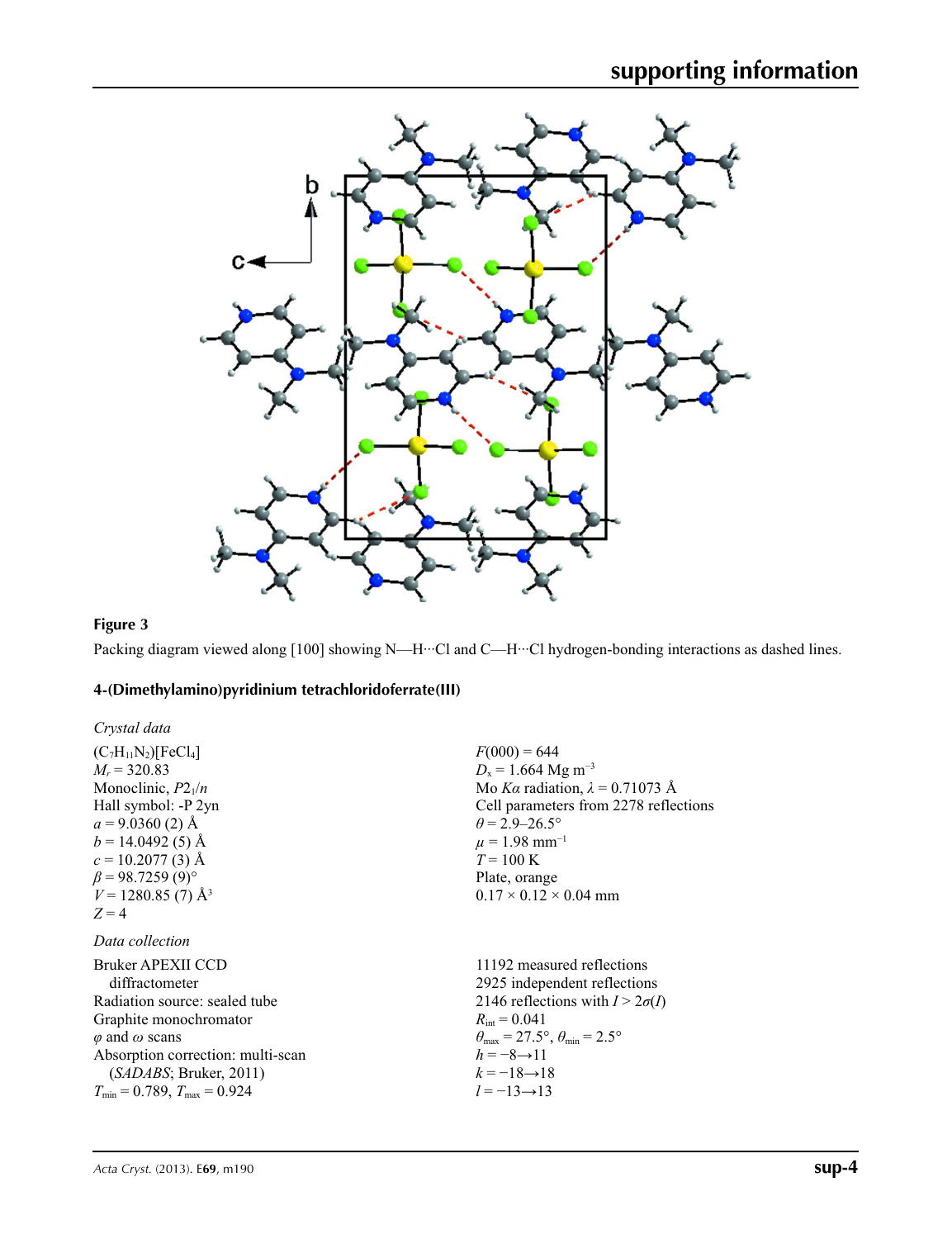**Figure 3**

Packing diagram viewed along [100] showing N—H···Cl and C—H···Cl hydrogen-bonding interactions as dashed lines.

## 4-(Dimethylamino)pyridinium tetrachloridoferrate(III)

### *Crystal data*

$(C_7H_{11}N_2)[FeCl_4]$
$M_r = 320.83$
Monoclinic, $P2_1/n$
Hall symbol: -P 2yn
$a = 9.0360$ (2) Å
$b = 14.0492$ (5) Å
$c = 10.2077$ (3) Å
$\beta = 98.7259$ (9)°
$V = 1280.85$ (7) Å$^3$
$Z = 4$

$F(000) = 644$
$D_x = 1.664$ Mg m$^{-3}$
Mo $K\alpha$ radiation, $\lambda = 0.71073$ Å
Cell parameters from 2278 reflections
$\theta = 2.9$–$26.5$°
$\mu = 1.98$ mm$^{-1}$
$T = 100$ K
Plate, orange
0.17 × 0.12 × 0.04 mm

### *Data collection*

Bruker APEXII CCD diffractometer
Radiation source: sealed tube
Graphite monochromator
$\varphi$ and $\omega$ scans
Absorption correction: multi-scan (*SADABS*; Bruker, 2011)
$T_{min} = 0.789$, $T_{max} = 0.924$

11192 measured reflections
2925 independent reflections
2146 reflections with $I > 2\sigma(I)$
$R_{int} = 0.041$
$\theta_{max} = 27.5$°, $\theta_{min} = 2.5$°
$h = -8 \rightarrow 11$
$k = -18 \rightarrow 18$
$l = -13 \rightarrow 13$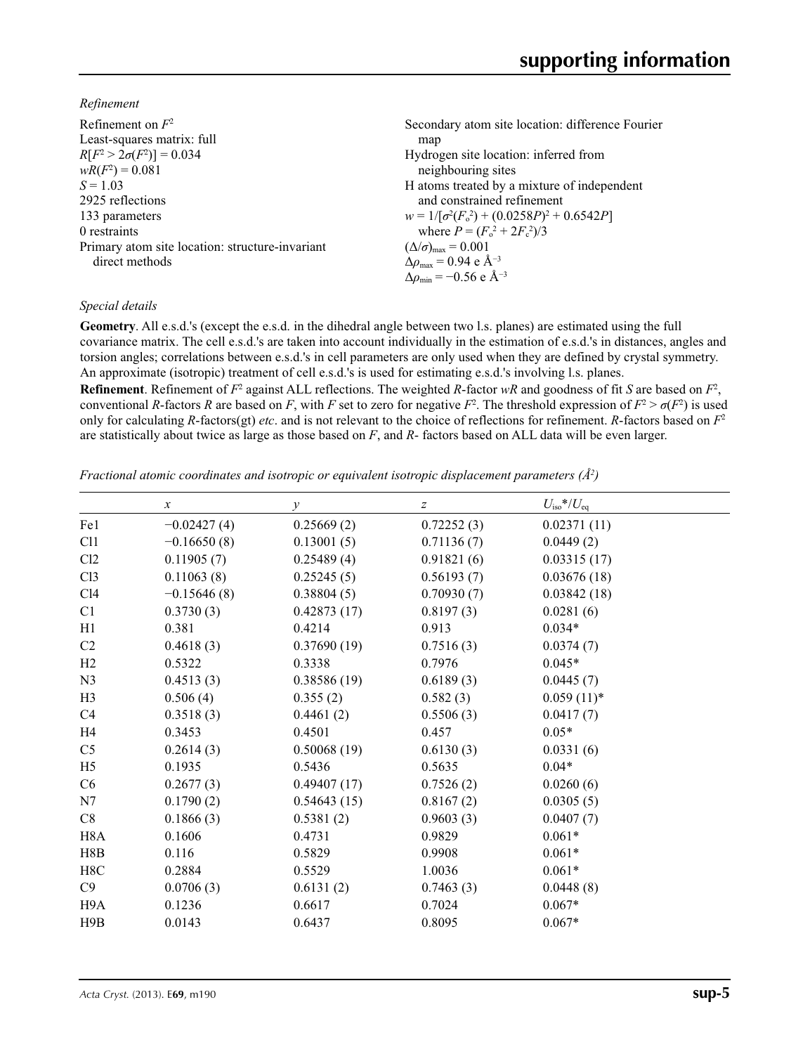*Refinement*

Refinement on $F^2$
Least-squares matrix: full
$R[F^2 > 2\sigma(F^2)] = 0.034$
$wR(F^2) = 0.081$
$S = 1.03$
2925 reflections
133 parameters
0 restraints
Primary atom site location: structure-invariant direct methods

Secondary atom site location: difference Fourier map
Hydrogen site location: inferred from neighbouring sites
H atoms treated by a mixture of independent and constrained refinement
$w = 1/[\sigma^2(F_o^2) + (0.0258P)^2 + 0.6542P]$
where $P = (F_o^2 + 2F_c^2)/3$
$(\Delta/\sigma)_{max} = 0.001$
$\Delta\rho_{max} = 0.94$ e Å$^{-3}$
$\Delta\rho_{min} = -0.56$ e Å$^{-3}$

*Special details*

**Geometry**. All e.s.d.'s (except the e.s.d. in the dihedral angle between two l.s. planes) are estimated using the full covariance matrix. The cell e.s.d.'s are taken into account individually in the estimation of e.s.d.'s in distances, angles and torsion angles; correlations between e.s.d.'s in cell parameters are only used when they are defined by crystal symmetry. An approximate (isotropic) treatment of cell e.s.d.'s is used for estimating e.s.d.'s involving l.s. planes.

**Refinement**. Refinement of $F^2$ against ALL reflections. The weighted $R$-factor $wR$ and goodness of fit $S$ are based on $F^2$, conventional $R$-factors $R$ are based on $F$, with $F$ set to zero for negative $F^2$. The threshold expression of $F^2 > \sigma(F^2)$ is used only for calculating $R$-factors(gt) *etc*. and is not relevant to the choice of reflections for refinement. $R$-factors based on $F^2$ are statistically about twice as large as those based on $F$, and $R$- factors based on ALL data will be even larger.

*Fractional atomic coordinates and isotropic or equivalent isotropic displacement parameters (Å$^2$)*

| | $x$ | $y$ | $z$ | $U_{iso}$*/$U_{eq}$ |
|---|---|---|---|---|
| Fe1 | −0.02427 (4) | 0.25669 (2) | 0.72252 (3) | 0.02371 (11) |
| Cl1 | −0.16650 (8) | 0.13001 (5) | 0.71136 (7) | 0.0449 (2) |
| Cl2 | 0.11905 (7) | 0.25489 (4) | 0.91821 (6) | 0.03315 (17) |
| Cl3 | 0.11063 (8) | 0.25245 (5) | 0.56193 (7) | 0.03676 (18) |
| Cl4 | −0.15646 (8) | 0.38804 (5) | 0.70930 (7) | 0.03842 (18) |
| C1 | 0.3730 (3) | 0.42873 (17) | 0.8197 (3) | 0.0281 (6) |
| H1 | 0.381 | 0.4214 | 0.913 | 0.034* |
| C2 | 0.4618 (3) | 0.37690 (19) | 0.7516 (3) | 0.0374 (7) |
| H2 | 0.5322 | 0.3338 | 0.7976 | 0.045* |
| N3 | 0.4513 (3) | 0.38586 (19) | 0.6189 (3) | 0.0445 (7) |
| H3 | 0.506 (4) | 0.355 (2) | 0.582 (3) | 0.059 (11)* |
| C4 | 0.3518 (3) | 0.4461 (2) | 0.5506 (3) | 0.0417 (7) |
| H4 | 0.3453 | 0.4501 | 0.457 | 0.05* |
| C5 | 0.2614 (3) | 0.50068 (19) | 0.6130 (3) | 0.0331 (6) |
| H5 | 0.1935 | 0.5436 | 0.5635 | 0.04* |
| C6 | 0.2677 (3) | 0.49407 (17) | 0.7526 (2) | 0.0260 (6) |
| N7 | 0.1790 (2) | 0.54643 (15) | 0.8167 (2) | 0.0305 (5) |
| C8 | 0.1866 (3) | 0.5381 (2) | 0.9603 (3) | 0.0407 (7) |
| H8A | 0.1606 | 0.4731 | 0.9829 | 0.061* |
| H8B | 0.116 | 0.5829 | 0.9908 | 0.061* |
| H8C | 0.2884 | 0.5529 | 1.0036 | 0.061* |
| C9 | 0.0706 (3) | 0.6131 (2) | 0.7463 (3) | 0.0448 (8) |
| H9A | 0.1236 | 0.6617 | 0.7024 | 0.067* |
| H9B | 0.0143 | 0.6437 | 0.8095 | 0.067* |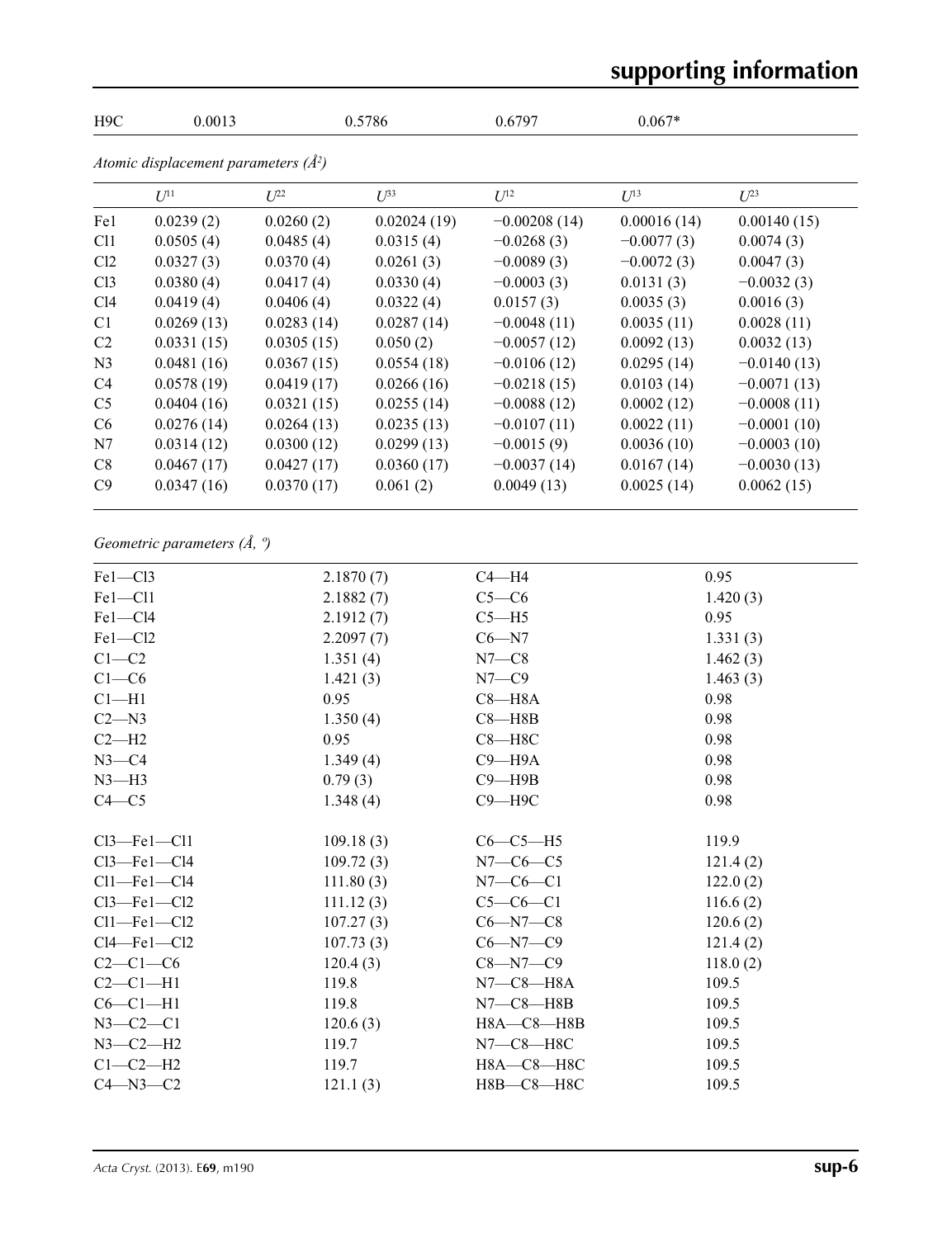| H9C | 0.0013 | 0.5786 | 0.6797 | 0.067* |
|---|---|---|---|---|

*Atomic displacement parameters (Å²)*

| | $U^{11}$ | $U^{22}$ | $U^{33}$ | $U^{12}$ | $U^{13}$ | $U^{23}$ |
|---|---|---|---|---|---|---|
| Fe1 | 0.0239 (2) | 0.0260 (2) | 0.02024 (19) | −0.00208 (14) | 0.00016 (14) | 0.00140 (15) |
| Cl1 | 0.0505 (4) | 0.0485 (4) | 0.0315 (4) | −0.0268 (3) | −0.0077 (3) | 0.0074 (3) |
| Cl2 | 0.0327 (3) | 0.0370 (4) | 0.0261 (3) | −0.0089 (3) | −0.0072 (3) | 0.0047 (3) |
| Cl3 | 0.0380 (4) | 0.0417 (4) | 0.0330 (4) | −0.0003 (3) | 0.0131 (3) | −0.0032 (3) |
| Cl4 | 0.0419 (4) | 0.0406 (4) | 0.0322 (4) | 0.0157 (3) | 0.0035 (3) | 0.0016 (3) |
| C1 | 0.0269 (13) | 0.0283 (14) | 0.0287 (14) | −0.0048 (11) | 0.0035 (11) | 0.0028 (11) |
| C2 | 0.0331 (15) | 0.0305 (15) | 0.050 (2) | −0.0057 (12) | 0.0092 (13) | 0.0032 (13) |
| N3 | 0.0481 (16) | 0.0367 (15) | 0.0554 (18) | −0.0106 (12) | 0.0295 (14) | −0.0140 (13) |
| C4 | 0.0578 (19) | 0.0419 (17) | 0.0266 (16) | −0.0218 (15) | 0.0103 (14) | −0.0071 (13) |
| C5 | 0.0404 (16) | 0.0321 (15) | 0.0255 (14) | −0.0088 (12) | 0.0002 (12) | −0.0008 (11) |
| C6 | 0.0276 (14) | 0.0264 (13) | 0.0235 (13) | −0.0107 (11) | 0.0022 (11) | −0.0001 (10) |
| N7 | 0.0314 (12) | 0.0300 (12) | 0.0299 (13) | −0.0015 (9) | 0.0036 (10) | −0.0003 (10) |
| C8 | 0.0467 (17) | 0.0427 (17) | 0.0360 (17) | −0.0037 (14) | 0.0167 (14) | −0.0030 (13) |
| C9 | 0.0347 (16) | 0.0370 (17) | 0.061 (2) | 0.0049 (13) | 0.0025 (14) | 0.0062 (15) |

*Geometric parameters (Å, º)*

| | | | |
|---|---|---|---|
| Fe1—Cl3 | 2.1870 (7) | C4—H4 | 0.95 |
| Fe1—Cl1 | 2.1882 (7) | C5—C6 | 1.420 (3) |
| Fe1—Cl4 | 2.1912 (7) | C5—H5 | 0.95 |
| Fe1—Cl2 | 2.2097 (7) | C6—N7 | 1.331 (3) |
| C1—C2 | 1.351 (4) | N7—C8 | 1.462 (3) |
| C1—C6 | 1.421 (3) | N7—C9 | 1.463 (3) |
| C1—H1 | 0.95 | C8—H8A | 0.98 |
| C2—N3 | 1.350 (4) | C8—H8B | 0.98 |
| C2—H2 | 0.95 | C8—H8C | 0.98 |
| N3—C4 | 1.349 (4) | C9—H9A | 0.98 |
| N3—H3 | 0.79 (3) | C9—H9B | 0.98 |
| C4—C5 | 1.348 (4) | C9—H9C | 0.98 |
| | | | |
| Cl3—Fe1—Cl1 | 109.18 (3) | C6—C5—H5 | 119.9 |
| Cl3—Fe1—Cl4 | 109.72 (3) | N7—C6—C5 | 121.4 (2) |
| Cl1—Fe1—Cl4 | 111.80 (3) | N7—C6—C1 | 122.0 (2) |
| Cl3—Fe1—Cl2 | 111.12 (3) | C5—C6—C1 | 116.6 (2) |
| Cl1—Fe1—Cl2 | 107.27 (3) | C6—N7—C8 | 120.6 (2) |
| Cl4—Fe1—Cl2 | 107.73 (3) | C6—N7—C9 | 121.4 (2) |
| C2—C1—C6 | 120.4 (3) | C8—N7—C9 | 118.0 (2) |
| C2—C1—H1 | 119.8 | N7—C8—H8A | 109.5 |
| C6—C1—H1 | 119.8 | N7—C8—H8B | 109.5 |
| N3—C2—C1 | 120.6 (3) | H8A—C8—H8B | 109.5 |
| N3—C2—H2 | 119.7 | N7—C8—H8C | 109.5 |
| C1—C2—H2 | 119.7 | H8A—C8—H8C | 109.5 |
| C4—N3—C2 | 121.1 (3) | H8B—C8—H8C | 109.5 |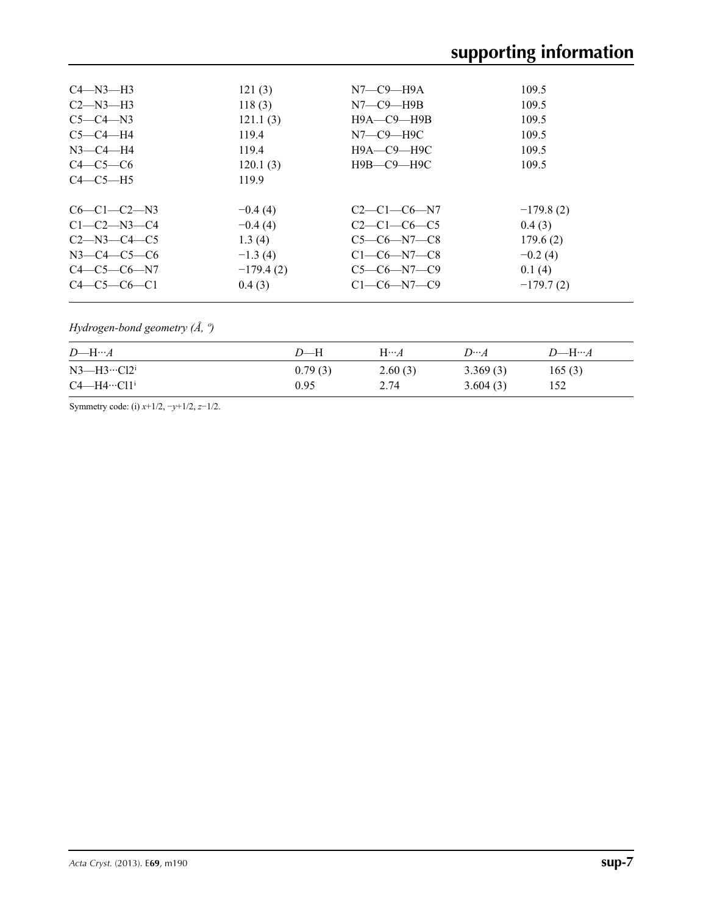| | | | |
|---|---|---|---|
| C4—N3—H3 | 121 (3) | N7—C9—H9A | 109.5 |
| C2—N3—H3 | 118 (3) | N7—C9—H9B | 109.5 |
| C5—C4—N3 | 121.1 (3) | H9A—C9—H9B | 109.5 |
| C5—C4—H4 | 119.4 | N7—C9—H9C | 109.5 |
| N3—C4—H4 | 119.4 | H9A—C9—H9C | 109.5 |
| C4—C5—C6 | 120.1 (3) | H9B—C9—H9C | 109.5 |
| C4—C5—H5 | 119.9 | | |
| | | | |
| C6—C1—C2—N3 | −0.4 (4) | C2—C1—C6—N7 | −179.8 (2) |
| C1—C2—N3—C4 | −0.4 (4) | C2—C1—C6—C5 | 0.4 (3) |
| C2—N3—C4—C5 | 1.3 (4) | C5—C6—N7—C8 | 179.6 (2) |
| N3—C4—C5—C6 | −1.3 (4) | C1—C6—N7—C8 | −0.2 (4) |
| C4—C5—C6—N7 | −179.4 (2) | C5—C6—N7—C9 | 0.1 (4) |
| C4—C5—C6—C1 | 0.4 (3) | C1—C6—N7—C9 | −179.7 (2) |

*Hydrogen-bond geometry (Å, º)*

| *D*—H···*A* | *D*—H | H···*A* | *D*···*A* | *D*—H···*A* |
|---|---|---|---|---|
| N3—H3···Cl2[i] | 0.79 (3) | 2.60 (3) | 3.369 (3) | 165 (3) |
| C4—H4···Cl1[i] | 0.95 | 2.74 | 3.604 (3) | 152 |

Symmetry code: (i) *x*+1/2, −*y*+1/2, *z*−1/2.